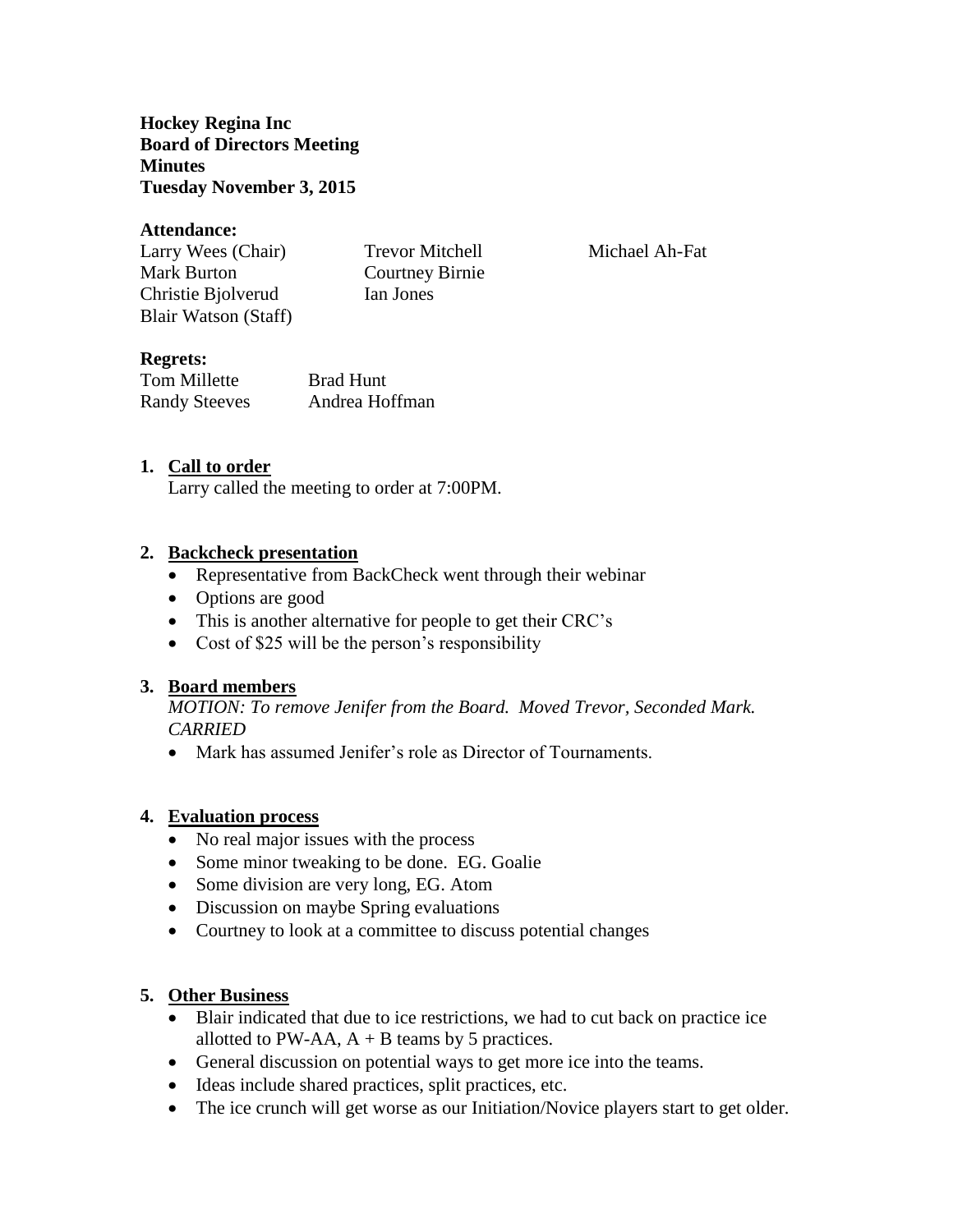**Hockey Regina Inc**
**Board of Directors Meeting**
**Minutes**
**Tuesday November 3, 2015**

**Attendance:**

| | | |
|---|---|---|
| Larry Wees (Chair) | Trevor Mitchell | Michael Ah-Fat |
| Mark Burton | Courtney Birnie | |
| Christie Bjolverud | Ian Jones | |
| Blair Watson (Staff) | | |

**Regrets:**

| | |
|---|---|
| Tom Millette | Brad Hunt |
| Randy Steeves | Andrea Hoffman |

1. **Call to order**

   Larry called the meeting to order at 7:00PM.

2. **Backcheck presentation**
   - Representative from BackCheck went through their webinar
   - Options are good
   - This is another alternative for people to get their CRC's
   - Cost of $25 will be the person's responsibility

3. **Board members**

   *MOTION: To remove Jenifer from the Board. Moved Trevor, Seconded Mark. CARRIED*

   - Mark has assumed Jenifer's role as Director of Tournaments.

4. **Evaluation process**
   - No real major issues with the process
   - Some minor tweaking to be done. EG. Goalie
   - Some division are very long, EG. Atom
   - Discussion on maybe Spring evaluations
   - Courtney to look at a committee to discuss potential changes

5. **Other Business**
   - Blair indicated that due to ice restrictions, we had to cut back on practice ice allotted to PW-AA, A + B teams by 5 practices.
   - General discussion on potential ways to get more ice into the teams.
   - Ideas include shared practices, split practices, etc.
   - The ice crunch will get worse as our Initiation/Novice players start to get older.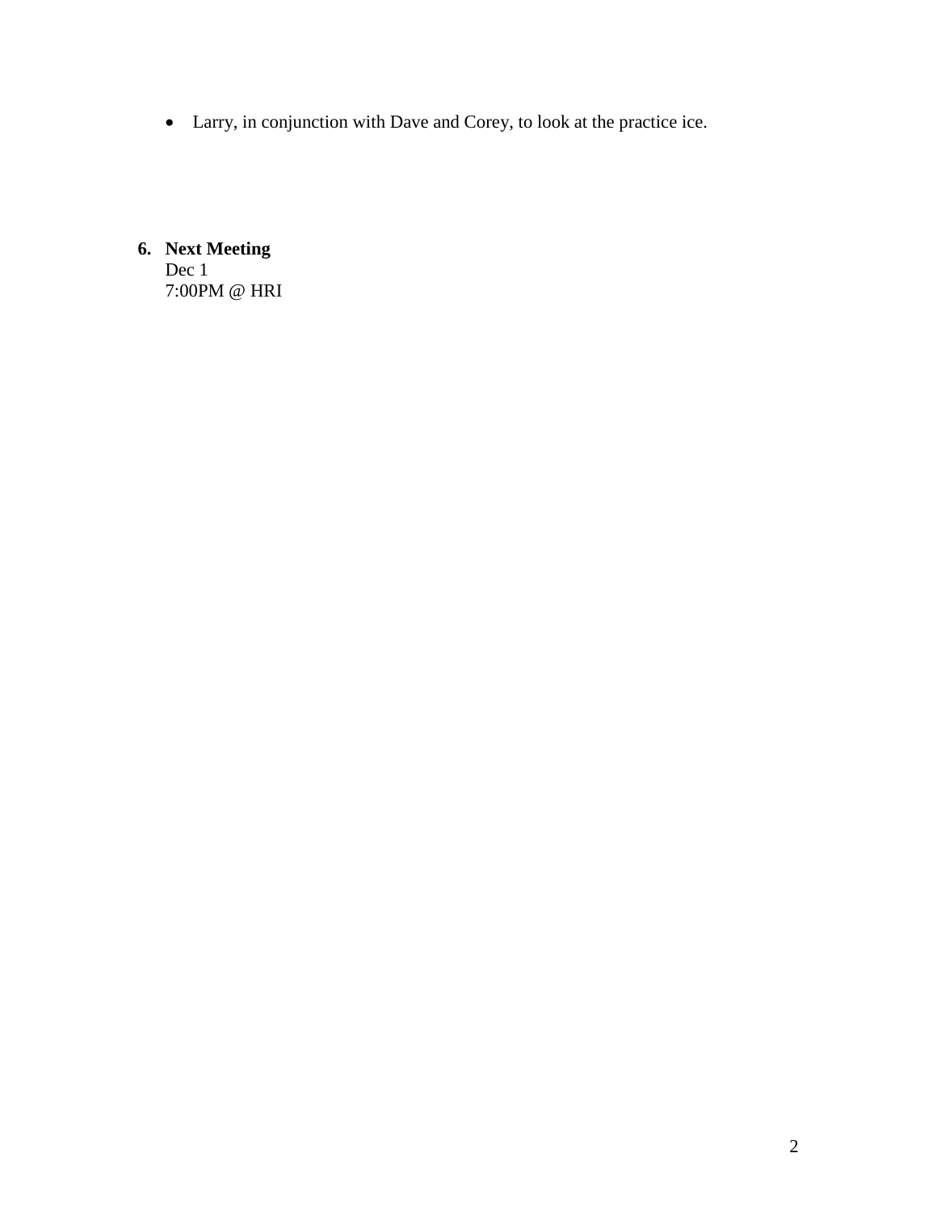- Larry, in conjunction with Dave and Corey, to look at the practice ice.

6. **Next Meeting**
   Dec 1
   7:00PM @ HRI